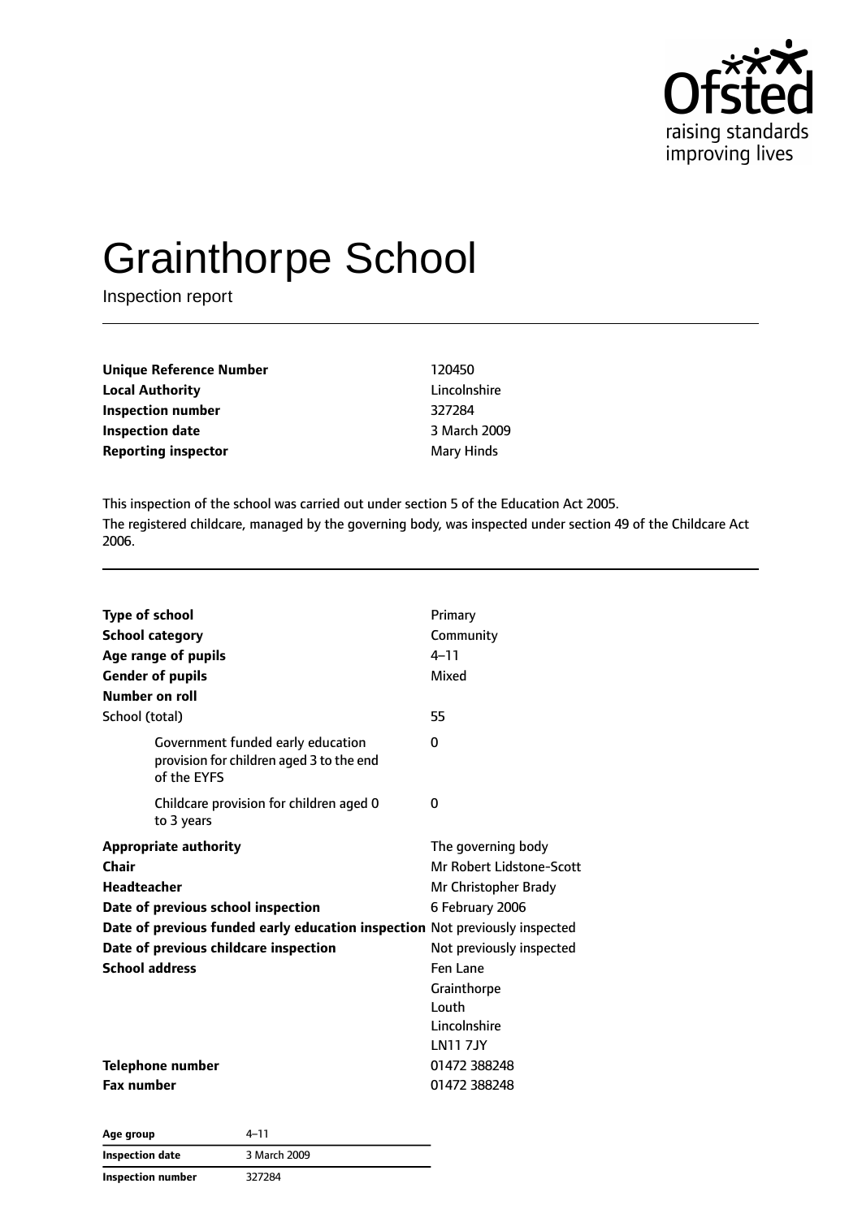Ofsted
raising standards
improving lives

# Grainthorpe School

Inspection report

| | |
|---|---|
| **Unique Reference Number** | 120450 |
| **Local Authority** | Lincolnshire |
| **Inspection number** | 327284 |
| **Inspection date** | 3 March 2009 |
| **Reporting inspector** | Mary Hinds |

This inspection of the school was carried out under section 5 of the Education Act 2005.

The registered childcare, managed by the governing body, was inspected under section 49 of the Childcare Act 2006.

| | |
|---|---|
| **Type of school** | Primary |
| **School category** | Community |
| **Age range of pupils** | 4–11 |
| **Gender of pupils** | Mixed |
| **Number on roll** | |
| School (total) | 55 |
| Government funded early education provision for children aged 3 to the end of the EYFS | 0 |
| Childcare provision for children aged 0 to 3 years | 0 |
| **Appropriate authority** | The governing body |
| **Chair** | Mr Robert Lidstone-Scott |
| **Headteacher** | Mr Christopher Brady |
| **Date of previous school inspection** | 6 February 2006 |
| **Date of previous funded early education inspection** | Not previously inspected |
| **Date of previous childcare inspection** | Not previously inspected |
| **School address** | Fen Lane<br>Grainthorpe<br>Louth<br>Lincolnshire<br>LN11 7JY |
| **Telephone number** | 01472 388248 |
| **Fax number** | 01472 388248 |

| | |
|---|---|
| **Age group** | 4–11 |
| **Inspection date** | 3 March 2009 |
| **Inspection number** | 327284 |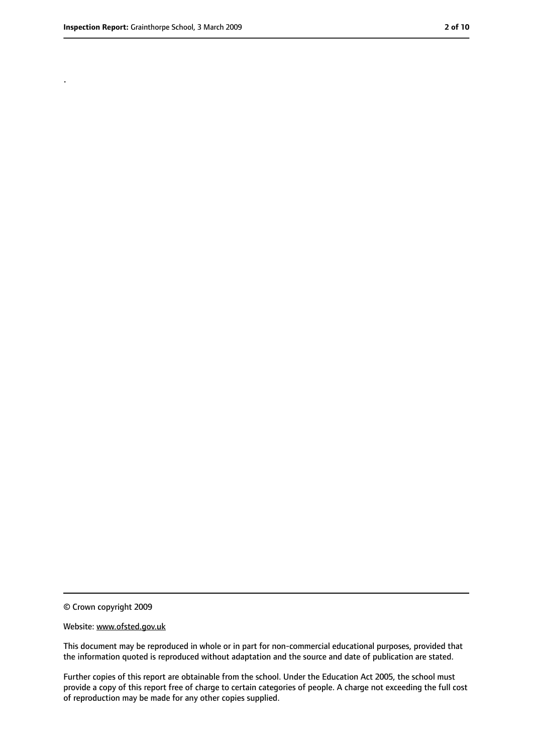.

© Crown copyright 2009

Website: www.ofsted.gov.uk

This document may be reproduced in whole or in part for non-commercial educational purposes, provided that the information quoted is reproduced without adaptation and the source and date of publication are stated.

Further copies of this report are obtainable from the school. Under the Education Act 2005, the school must provide a copy of this report free of charge to certain categories of people. A charge not exceeding the full cost of reproduction may be made for any other copies supplied.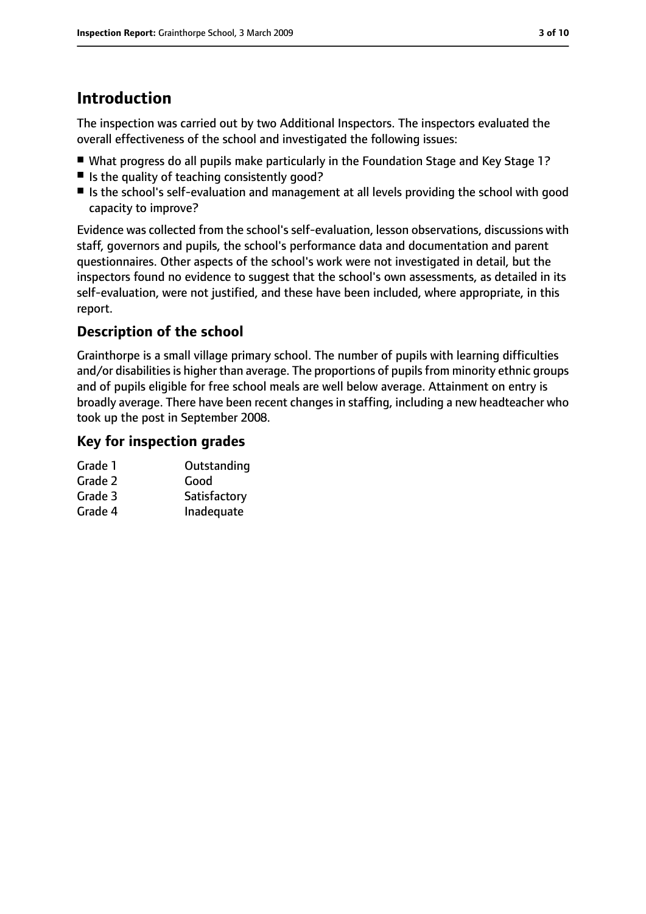# Introduction

The inspection was carried out by two Additional Inspectors. The inspectors evaluated the overall effectiveness of the school and investigated the following issues:

- What progress do all pupils make particularly in the Foundation Stage and Key Stage 1?
- Is the quality of teaching consistently good?
- Is the school's self-evaluation and management at all levels providing the school with good capacity to improve?

Evidence was collected from the school's self-evaluation, lesson observations, discussions with staff, governors and pupils, the school's performance data and documentation and parent questionnaires. Other aspects of the school's work were not investigated in detail, but the inspectors found no evidence to suggest that the school's own assessments, as detailed in its self-evaluation, were not justified, and these have been included, where appropriate, in this report.

## Description of the school

Grainthorpe is a small village primary school. The number of pupils with learning difficulties and/or disabilities is higher than average. The proportions of pupils from minority ethnic groups and of pupils eligible for free school meals are well below average. Attainment on entry is broadly average. There have been recent changes in staffing, including a new headteacher who took up the post in September 2008.

## Key for inspection grades

| | |
|---|---|
| Grade 1 | Outstanding |
| Grade 2 | Good |
| Grade 3 | Satisfactory |
| Grade 4 | Inadequate |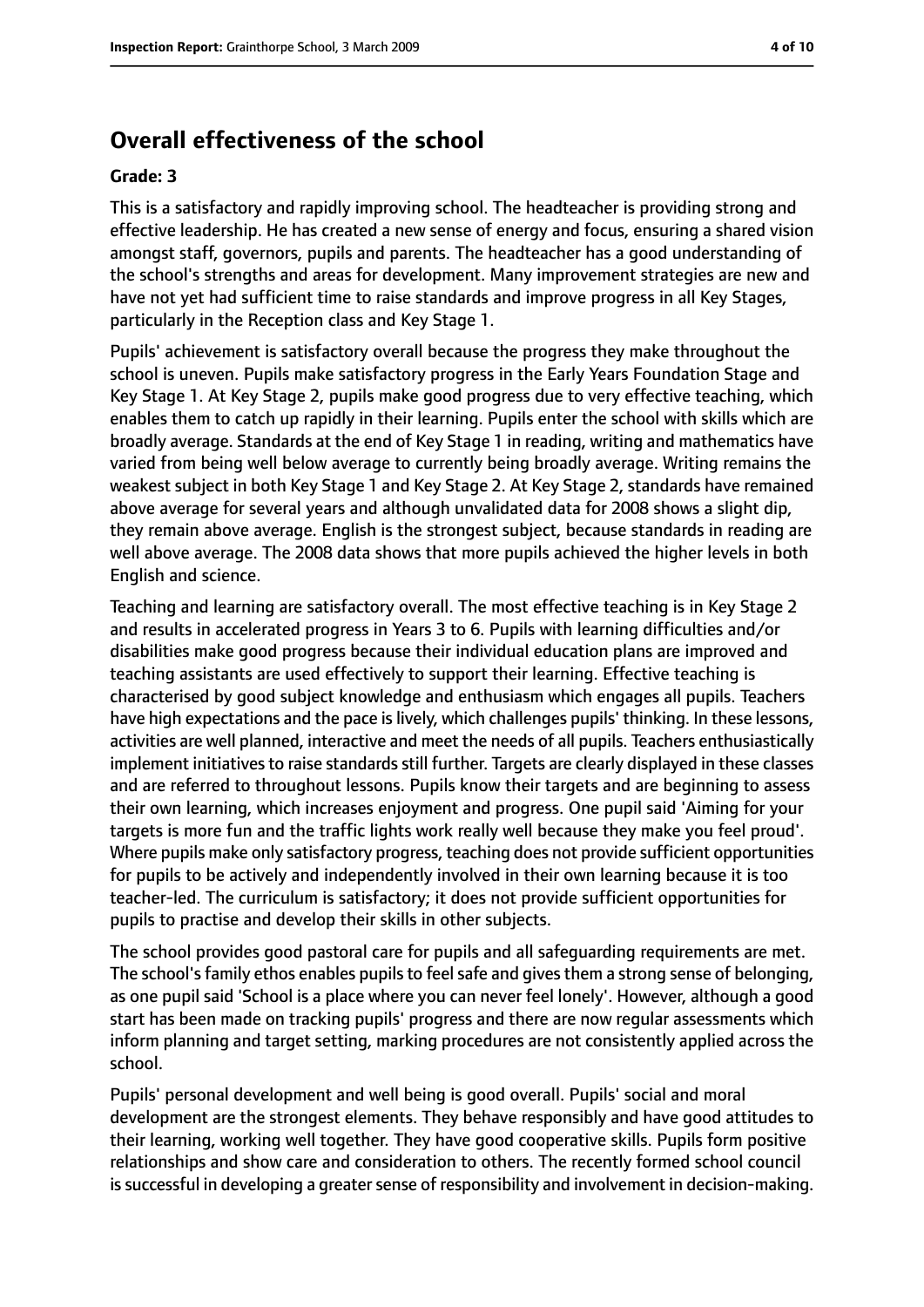## Overall effectiveness of the school

**Grade: 3**

This is a satisfactory and rapidly improving school. The headteacher is providing strong and effective leadership. He has created a new sense of energy and focus, ensuring a shared vision amongst staff, governors, pupils and parents. The headteacher has a good understanding of the school's strengths and areas for development. Many improvement strategies are new and have not yet had sufficient time to raise standards and improve progress in all Key Stages, particularly in the Reception class and Key Stage 1.

Pupils' achievement is satisfactory overall because the progress they make throughout the school is uneven. Pupils make satisfactory progress in the Early Years Foundation Stage and Key Stage 1. At Key Stage 2, pupils make good progress due to very effective teaching, which enables them to catch up rapidly in their learning. Pupils enter the school with skills which are broadly average. Standards at the end of Key Stage 1 in reading, writing and mathematics have varied from being well below average to currently being broadly average. Writing remains the weakest subject in both Key Stage 1 and Key Stage 2. At Key Stage 2, standards have remained above average for several years and although unvalidated data for 2008 shows a slight dip, they remain above average. English is the strongest subject, because standards in reading are well above average. The 2008 data shows that more pupils achieved the higher levels in both English and science.

Teaching and learning are satisfactory overall. The most effective teaching is in Key Stage 2 and results in accelerated progress in Years 3 to 6. Pupils with learning difficulties and/or disabilities make good progress because their individual education plans are improved and teaching assistants are used effectively to support their learning. Effective teaching is characterised by good subject knowledge and enthusiasm which engages all pupils. Teachers have high expectations and the pace is lively, which challenges pupils' thinking. In these lessons, activities are well planned, interactive and meet the needs of all pupils. Teachers enthusiastically implement initiatives to raise standards still further. Targets are clearly displayed in these classes and are referred to throughout lessons. Pupils know their targets and are beginning to assess their own learning, which increases enjoyment and progress. One pupil said 'Aiming for your targets is more fun and the traffic lights work really well because they make you feel proud'. Where pupils make only satisfactory progress, teaching does not provide sufficient opportunities for pupils to be actively and independently involved in their own learning because it is too teacher-led. The curriculum is satisfactory; it does not provide sufficient opportunities for pupils to practise and develop their skills in other subjects.

The school provides good pastoral care for pupils and all safeguarding requirements are met. The school's family ethos enables pupils to feel safe and gives them a strong sense of belonging, as one pupil said 'School is a place where you can never feel lonely'. However, although a good start has been made on tracking pupils' progress and there are now regular assessments which inform planning and target setting, marking procedures are not consistently applied across the school.

Pupils' personal development and well being is good overall. Pupils' social and moral development are the strongest elements. They behave responsibly and have good attitudes to their learning, working well together. They have good cooperative skills. Pupils form positive relationships and show care and consideration to others. The recently formed school council is successful in developing a greater sense of responsibility and involvement in decision-making.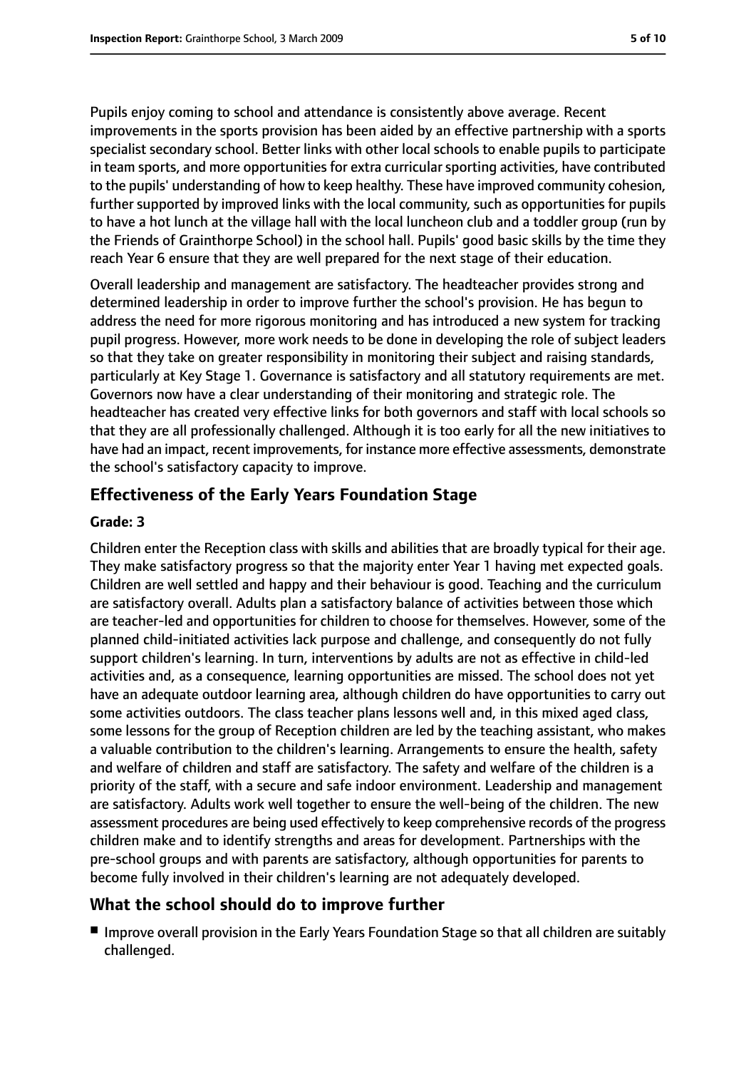Pupils enjoy coming to school and attendance is consistently above average. Recent improvements in the sports provision has been aided by an effective partnership with a sports specialist secondary school. Better links with other local schools to enable pupils to participate in team sports, and more opportunities for extra curricular sporting activities, have contributed to the pupils' understanding of how to keep healthy. These have improved community cohesion, further supported by improved links with the local community, such as opportunities for pupils to have a hot lunch at the village hall with the local luncheon club and a toddler group (run by the Friends of Grainthorpe School) in the school hall. Pupils' good basic skills by the time they reach Year 6 ensure that they are well prepared for the next stage of their education.

Overall leadership and management are satisfactory. The headteacher provides strong and determined leadership in order to improve further the school's provision. He has begun to address the need for more rigorous monitoring and has introduced a new system for tracking pupil progress. However, more work needs to be done in developing the role of subject leaders so that they take on greater responsibility in monitoring their subject and raising standards, particularly at Key Stage 1. Governance is satisfactory and all statutory requirements are met. Governors now have a clear understanding of their monitoring and strategic role. The headteacher has created very effective links for both governors and staff with local schools so that they are all professionally challenged. Although it is too early for all the new initiatives to have had an impact, recent improvements, for instance more effective assessments, demonstrate the school's satisfactory capacity to improve.

## Effectiveness of the Early Years Foundation Stage

**Grade: 3**

Children enter the Reception class with skills and abilities that are broadly typical for their age. They make satisfactory progress so that the majority enter Year 1 having met expected goals. Children are well settled and happy and their behaviour is good. Teaching and the curriculum are satisfactory overall. Adults plan a satisfactory balance of activities between those which are teacher-led and opportunities for children to choose for themselves. However, some of the planned child-initiated activities lack purpose and challenge, and consequently do not fully support children's learning. In turn, interventions by adults are not as effective in child-led activities and, as a consequence, learning opportunities are missed. The school does not yet have an adequate outdoor learning area, although children do have opportunities to carry out some activities outdoors. The class teacher plans lessons well and, in this mixed aged class, some lessons for the group of Reception children are led by the teaching assistant, who makes a valuable contribution to the children's learning. Arrangements to ensure the health, safety and welfare of children and staff are satisfactory. The safety and welfare of the children is a priority of the staff, with a secure and safe indoor environment. Leadership and management are satisfactory. Adults work well together to ensure the well-being of the children. The new assessment procedures are being used effectively to keep comprehensive records of the progress children make and to identify strengths and areas for development. Partnerships with the pre-school groups and with parents are satisfactory, although opportunities for parents to become fully involved in their children's learning are not adequately developed.

## What the school should do to improve further

- Improve overall provision in the Early Years Foundation Stage so that all children are suitably challenged.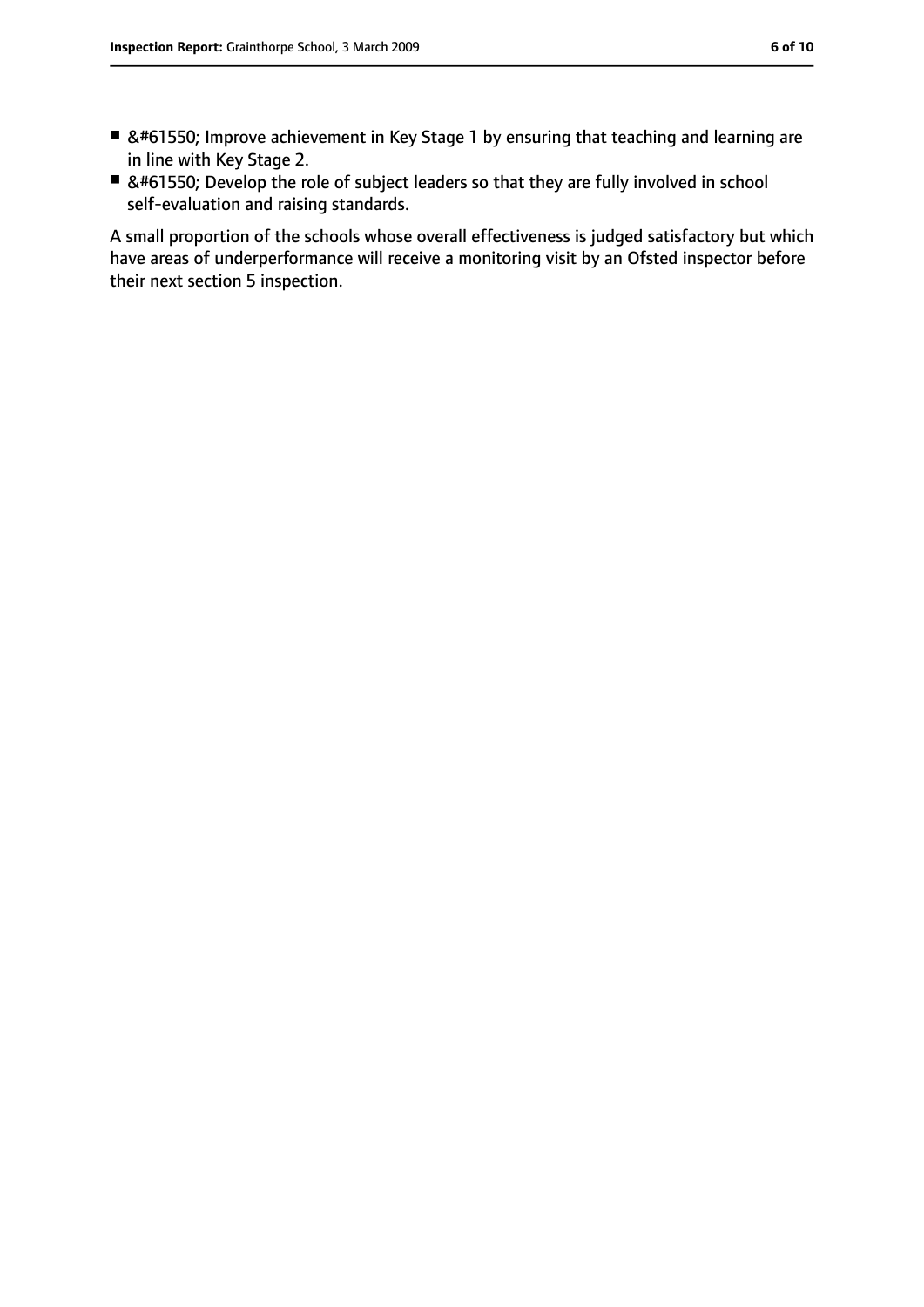- &#61550; Improve achievement in Key Stage 1 by ensuring that teaching and learning are in line with Key Stage 2.
- &#61550; Develop the role of subject leaders so that they are fully involved in school self-evaluation and raising standards.

A small proportion of the schools whose overall effectiveness is judged satisfactory but which have areas of underperformance will receive a monitoring visit by an Ofsted inspector before their next section 5 inspection.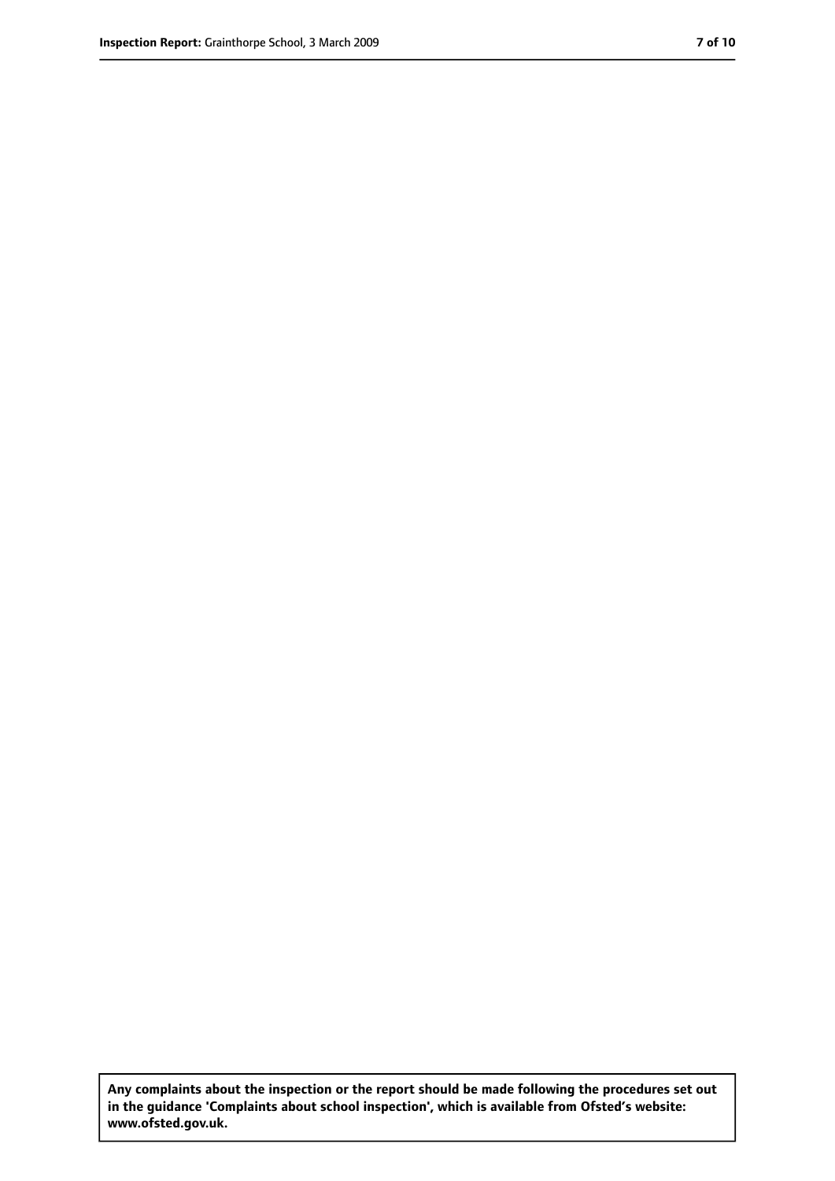**Any complaints about the inspection or the report should be made following the procedures set out in the guidance 'Complaints about school inspection', which is available from Ofsted's website: www.ofsted.gov.uk.**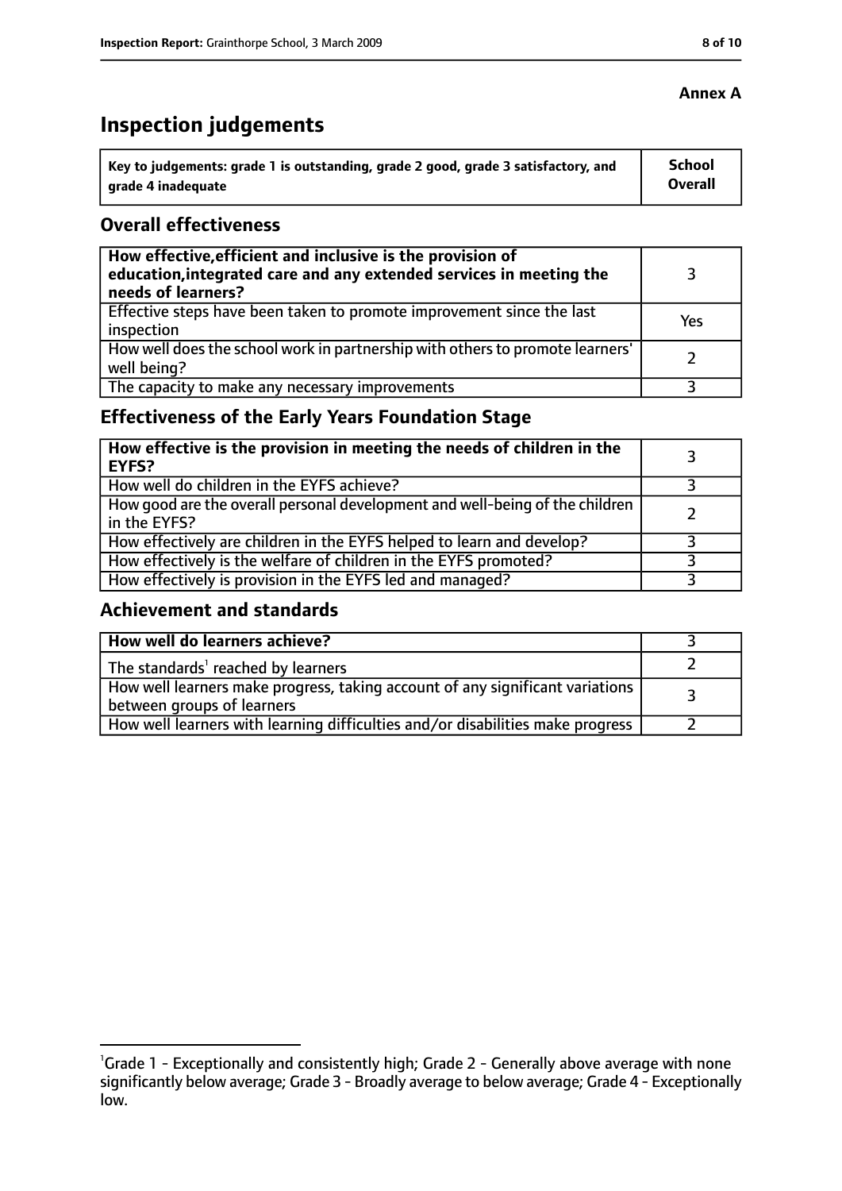**Annex A**

# Inspection judgements

| Key to judgements: grade 1 is outstanding, grade 2 good, grade 3 satisfactory, and grade 4 inadequate | School Overall |
|---|---|

## Overall effectiveness

| | |
|---|---|
| **How effective, efficient and inclusive is the provision of education, integrated care and any extended services in meeting the needs of learners?** | 3 |
| Effective steps have been taken to promote improvement since the last inspection | Yes |
| How well does the school work in partnership with others to promote learners' well being? | 2 |
| The capacity to make any necessary improvements | 3 |

## Effectiveness of the Early Years Foundation Stage

| | |
|---|---|
| **How effective is the provision in meeting the needs of children in the EYFS?** | 3 |
| How well do children in the EYFS achieve? | 3 |
| How good are the overall personal development and well-being of the children in the EYFS? | 2 |
| How effectively are children in the EYFS helped to learn and develop? | 3 |
| How effectively is the welfare of children in the EYFS promoted? | 3 |
| How effectively is provision in the EYFS led and managed? | 3 |

## Achievement and standards

| | |
|---|---|
| **How well do learners achieve?** | 3 |
| The standards[1] reached by learners | 2 |
| How well learners make progress, taking account of any significant variations between groups of learners | 3 |
| How well learners with learning difficulties and/or disabilities make progress | 2 |

[1]Grade 1 - Exceptionally and consistently high; Grade 2 - Generally above average with none significantly below average; Grade 3 - Broadly average to below average; Grade 4 - Exceptionally low.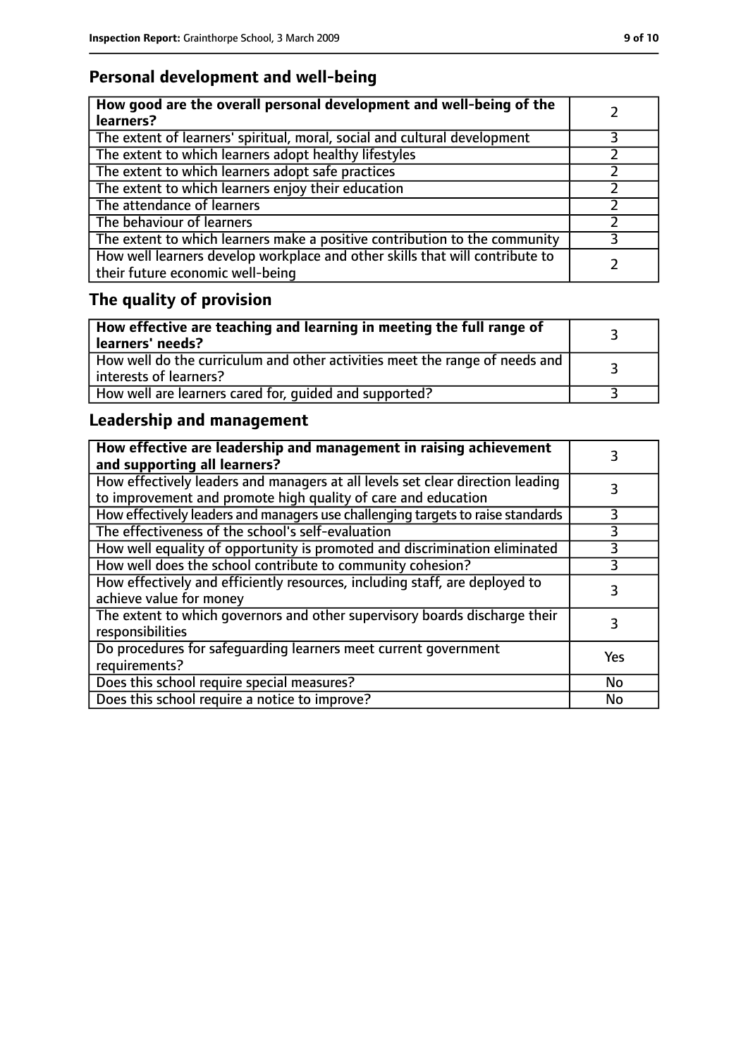## Personal development and well-being

| **How good are the overall personal development and well-being of the learners?** | 2 |
|---|---|
| The extent of learners' spiritual, moral, social and cultural development | 3 |
| The extent to which learners adopt healthy lifestyles | 2 |
| The extent to which learners adopt safe practices | 2 |
| The extent to which learners enjoy their education | 2 |
| The attendance of learners | 2 |
| The behaviour of learners | 2 |
| The extent to which learners make a positive contribution to the community | 3 |
| How well learners develop workplace and other skills that will contribute to their future economic well-being | 2 |

## The quality of provision

| **How effective are teaching and learning in meeting the full range of learners' needs?** | 3 |
|---|---|
| How well do the curriculum and other activities meet the range of needs and interests of learners? | 3 |
| How well are learners cared for, guided and supported? | 3 |

## Leadership and management

| **How effective are leadership and management in raising achievement and supporting all learners?** | 3 |
|---|---|
| How effectively leaders and managers at all levels set clear direction leading to improvement and promote high quality of care and education | 3 |
| How effectively leaders and managers use challenging targets to raise standards | 3 |
| The effectiveness of the school's self-evaluation | 3 |
| How well equality of opportunity is promoted and discrimination eliminated | 3 |
| How well does the school contribute to community cohesion? | 3 |
| How effectively and efficiently resources, including staff, are deployed to achieve value for money | 3 |
| The extent to which governors and other supervisory boards discharge their responsibilities | 3 |
| Do procedures for safeguarding learners meet current government requirements? | Yes |
| Does this school require special measures? | No |
| Does this school require a notice to improve? | No |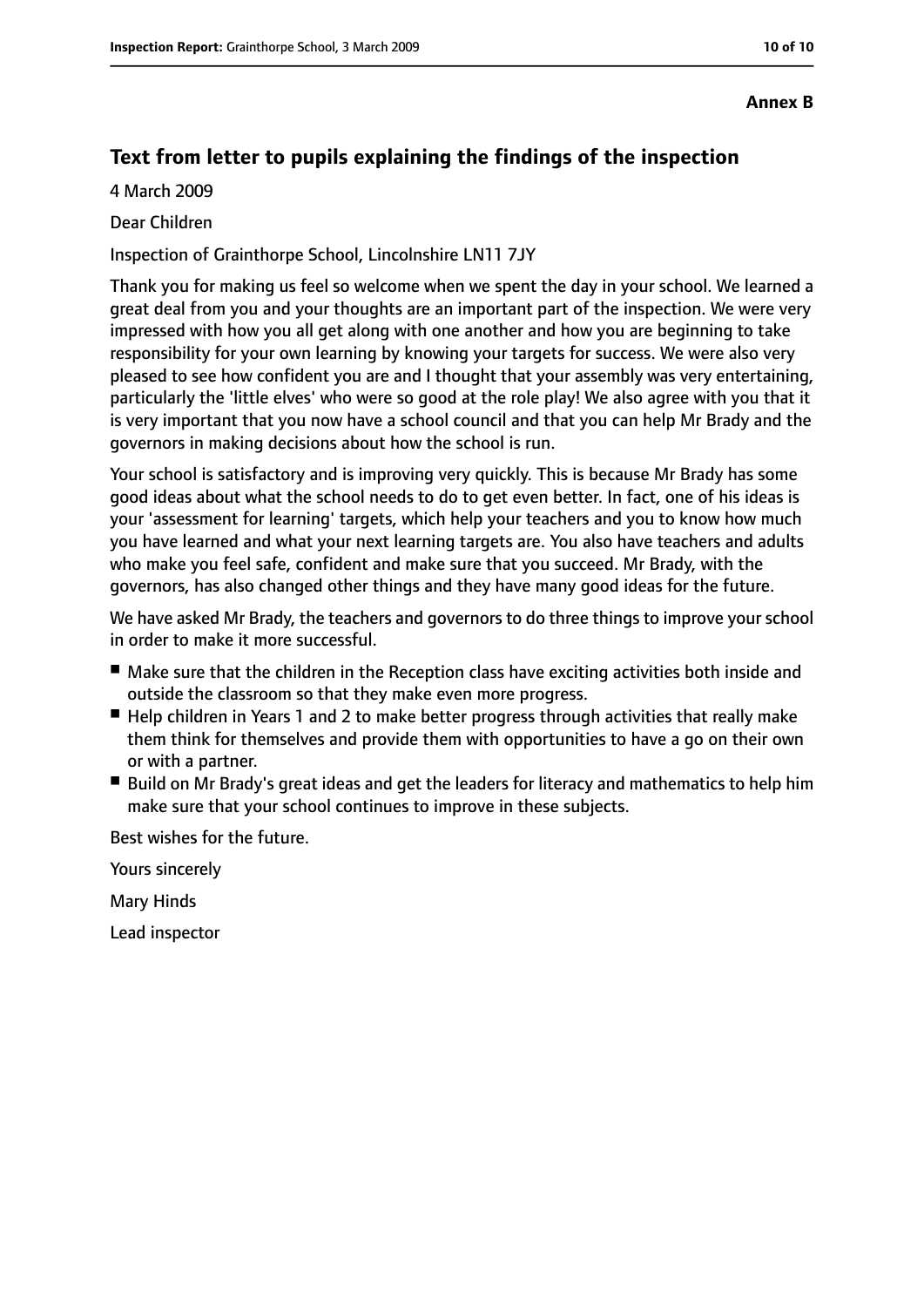**Annex B**

## Text from letter to pupils explaining the findings of the inspection

4 March 2009

Dear Children

Inspection of Grainthorpe School, Lincolnshire LN11 7JY

Thank you for making us feel so welcome when we spent the day in your school. We learned a great deal from you and your thoughts are an important part of the inspection. We were very impressed with how you all get along with one another and how you are beginning to take responsibility for your own learning by knowing your targets for success. We were also very pleased to see how confident you are and I thought that your assembly was very entertaining, particularly the 'little elves' who were so good at the role play! We also agree with you that it is very important that you now have a school council and that you can help Mr Brady and the governors in making decisions about how the school is run.

Your school is satisfactory and is improving very quickly. This is because Mr Brady has some good ideas about what the school needs to do to get even better. In fact, one of his ideas is your 'assessment for learning' targets, which help your teachers and you to know how much you have learned and what your next learning targets are. You also have teachers and adults who make you feel safe, confident and make sure that you succeed. Mr Brady, with the governors, has also changed other things and they have many good ideas for the future.

We have asked Mr Brady, the teachers and governors to do three things to improve your school in order to make it more successful.

- Make sure that the children in the Reception class have exciting activities both inside and outside the classroom so that they make even more progress.
- Help children in Years 1 and 2 to make better progress through activities that really make them think for themselves and provide them with opportunities to have a go on their own or with a partner.
- Build on Mr Brady's great ideas and get the leaders for literacy and mathematics to help him make sure that your school continues to improve in these subjects.

Best wishes for the future.

Yours sincerely

Mary Hinds

Lead inspector